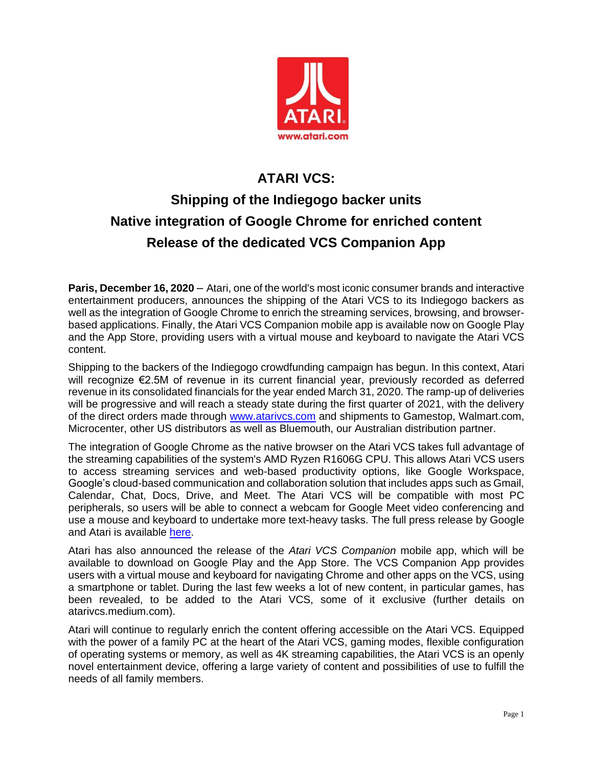# ATARI VCS:

## Shipping of the Indiegogo backer units

## Native integration of Google Chrome for enriched content

## Release of the dedicated VCS Companion App

**Paris, December 16, 2020** – Atari, one of the world's most iconic consumer brands and interactive entertainment producers, announces the shipping of the Atari VCS to its Indiegogo backers as well as the integration of Google Chrome to enrich the streaming services, browsing, and browser-based applications. Finally, the Atari VCS Companion mobile app is available now on Google Play and the App Store, providing users with a virtual mouse and keyboard to navigate the Atari VCS content.

Shipping to the backers of the Indiegogo crowdfunding campaign has begun. In this context, Atari will recognize €2.5M of revenue in its current financial year, previously recorded as deferred revenue in its consolidated financials for the year ended March 31, 2020. The ramp-up of deliveries will be progressive and will reach a steady state during the first quarter of 2021, with the delivery of the direct orders made through [www.atarivcs.com](www.atarivcs.com) and shipments to Gamestop, Walmart.com, Microcenter, other US distributors as well as Bluemouth, our Australian distribution partner.

The integration of Google Chrome as the native browser on the Atari VCS takes full advantage of the streaming capabilities of the system's AMD Ryzen R1606G CPU. This allows Atari VCS users to access streaming services and web-based productivity options, like Google Workspace, Google's cloud-based communication and collaboration solution that includes apps such as Gmail, Calendar, Chat, Docs, Drive, and Meet. The Atari VCS will be compatible with most PC peripherals, so users will be able to connect a webcam for Google Meet video conferencing and use a mouse and keyboard to undertake more text-heavy tasks. The full press release by Google and Atari is available here.

Atari has also announced the release of the *Atari VCS Companion* mobile app, which will be available to download on Google Play and the App Store. The VCS Companion App provides users with a virtual mouse and keyboard for navigating Chrome and other apps on the VCS, using a smartphone or tablet. During the last few weeks a lot of new content, in particular games, has been revealed, to be added to the Atari VCS, some of it exclusive (further details on atarivcs.medium.com).

Atari will continue to regularly enrich the content offering accessible on the Atari VCS. Equipped with the power of a family PC at the heart of the Atari VCS, gaming modes, flexible configuration of operating systems or memory, as well as 4K streaming capabilities, the Atari VCS is an openly novel entertainment device, offering a large variety of content and possibilities of use to fulfill the needs of all family members.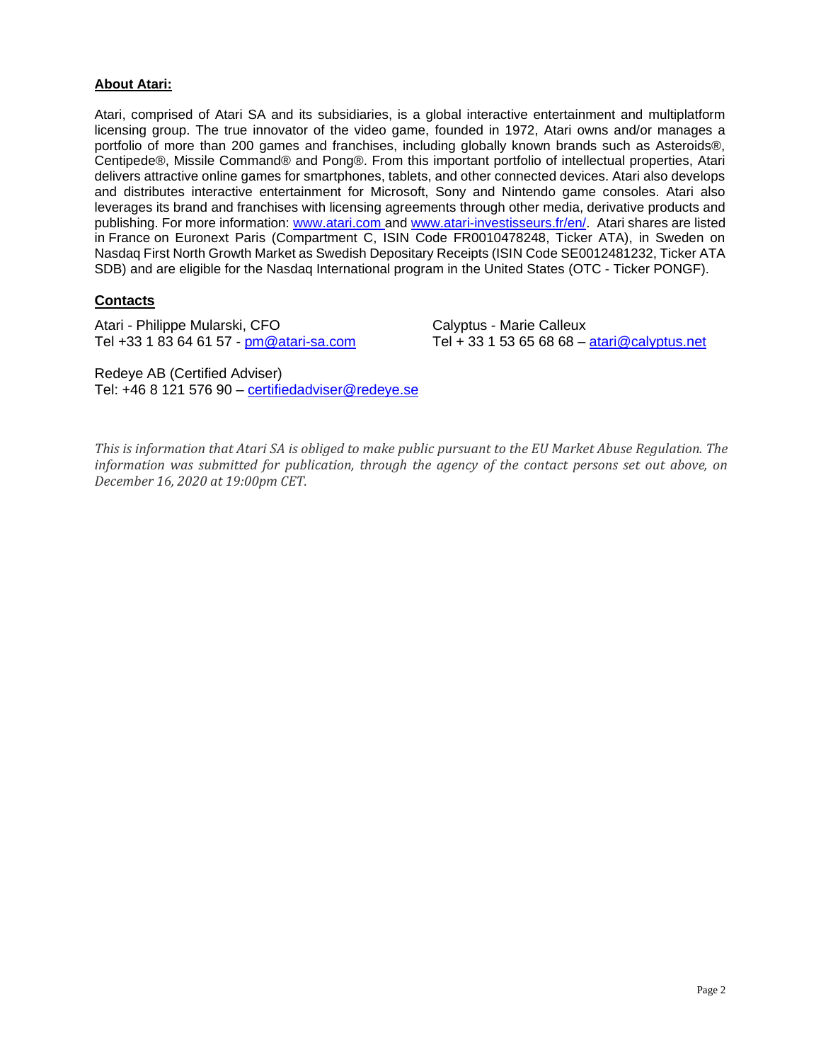**About Atari:**

Atari, comprised of Atari SA and its subsidiaries, is a global interactive entertainment and multiplatform licensing group. The true innovator of the video game, founded in 1972, Atari owns and/or manages a portfolio of more than 200 games and franchises, including globally known brands such as Asteroids®, Centipede®, Missile Command® and Pong®. From this important portfolio of intellectual properties, Atari delivers attractive online games for smartphones, tablets, and other connected devices. Atari also develops and distributes interactive entertainment for Microsoft, Sony and Nintendo game consoles. Atari also leverages its brand and franchises with licensing agreements through other media, derivative products and publishing. For more information: www.atari.com and www.atari-investisseurs.fr/en/. Atari shares are listed in France on Euronext Paris (Compartment C, ISIN Code FR0010478248, Ticker ATA), in Sweden on Nasdaq First North Growth Market as Swedish Depositary Receipts (ISIN Code SE0012481232, Ticker ATA SDB) and are eligible for the Nasdaq International program in the United States (OTC - Ticker PONGF).

**Contacts**

Atari - Philippe Mularski, CFO
Tel +33 1 83 64 61 57 - pm@atari-sa.com

Calyptus - Marie Calleux
Tel + 33 1 53 65 68 68 – atari@calyptus.net

Redeye AB (Certified Adviser)
Tel: +46 8 121 576 90 – certifiedadviser@redeye.se

*This is information that Atari SA is obliged to make public pursuant to the EU Market Abuse Regulation. The information was submitted for publication, through the agency of the contact persons set out above, on December 16, 2020 at 19:00pm CET.*